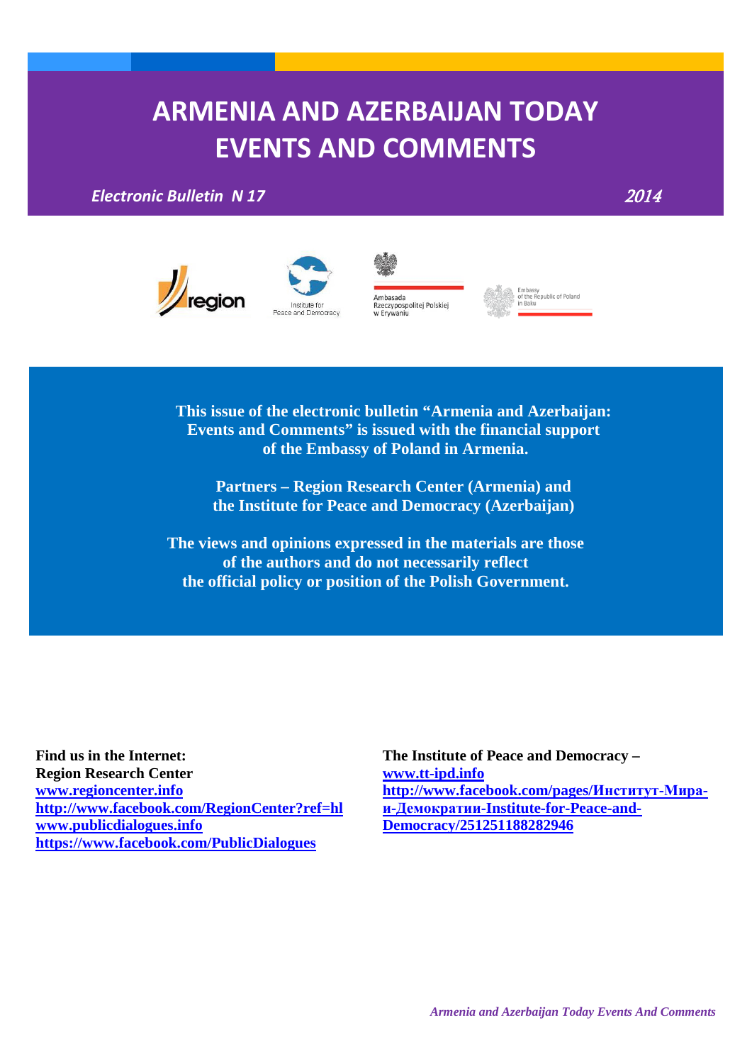# ARMENIA AND AZERBAIJAN TODAY EVENTS AND COMMENTS

*Electronic Bulletin N 17* *2014*

region

Institute for Peace and Democracy

Ambasada Rzeczypospolitej Polskiej w Erywaniu

Embassy of the Republic of Poland in Baku

**This issue of the electronic bulletin "Armenia and Azerbaijan: Events and Comments" is issued with the financial support of the Embassy of Poland in Armenia.**

**Partners – Region Research Center (Armenia) and the Institute for Peace and Democracy (Azerbaijan)**

**The views and opinions expressed in the materials are those of the authors and do not necessarily reflect the official policy or position of the Polish Government.**

**Find us in the Internet:**
**Region Research Center**
**www.regioncenter.info**
**http://www.facebook.com/RegionCenter?ref=hl**
**www.publicdialogues.info**
**https://www.facebook.com/PublicDialogues**

**The Institute of Peace and Democracy –**
**www.tt-ipd.info**
**http://www.facebook.com/pages/Институт-Мира-и-Демократии-Institute-for-Peace-and-Democracy/251251188282946**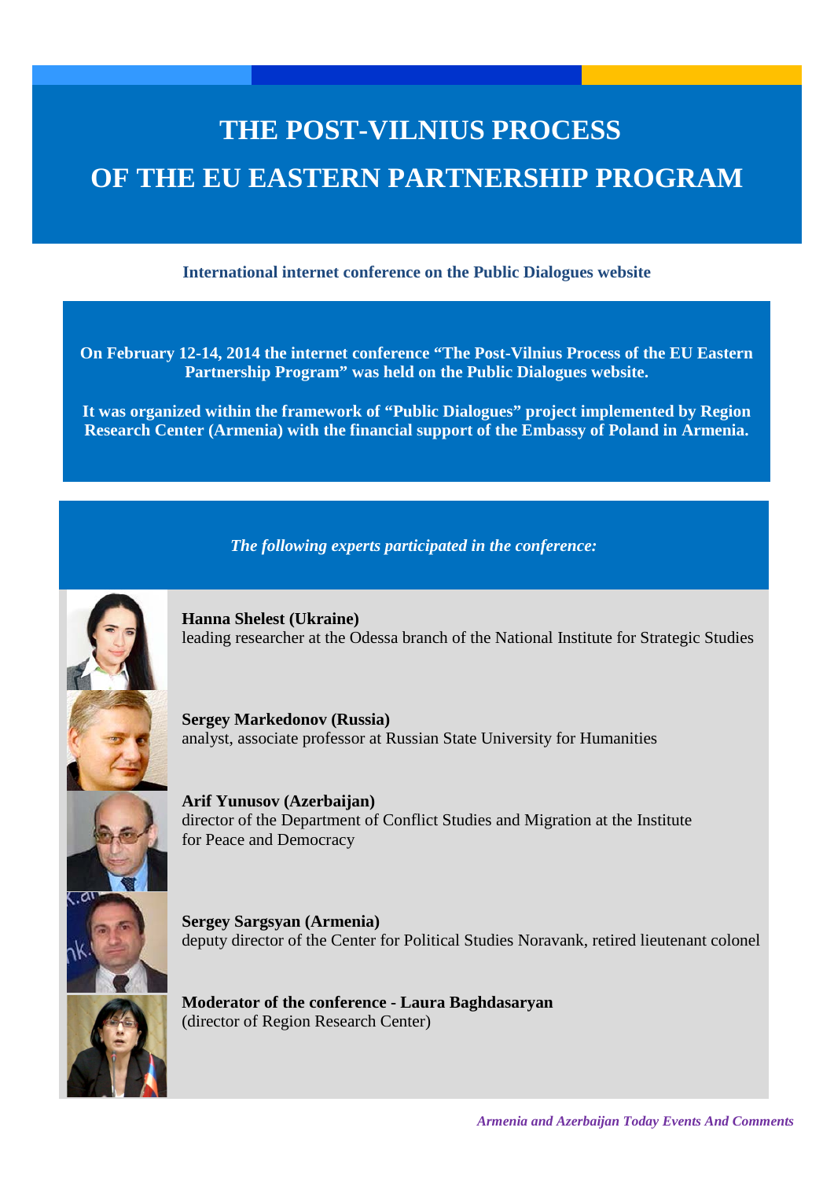# THE POST-VILNIUS PROCESS
# OF THE EU EASTERN PARTNERSHIP PROGRAM

**International internet conference on the Public Dialogues website**

**On February 12-14, 2014 the internet conference "The Post-Vilnius Process of the EU Eastern Partnership Program" was held on the Public Dialogues website.**

**It was organized within the framework of "Public Dialogues" project implemented by Region Research Center (Armenia) with the financial support of the Embassy of Poland in Armenia.**

***The following experts participated in the conference:***

**Hanna Shelest (Ukraine)**
leading researcher at the Odessa branch of the National Institute for Strategic Studies

**Sergey Markedonov (Russia)**
analyst, associate professor at Russian State University for Humanities

**Arif Yunusov (Azerbaijan)**
director of the Department of Conflict Studies and Migration at the Institute for Peace and Democracy

**Sergey Sargsyan (Armenia)**
deputy director of the Center for Political Studies Noravank, retired lieutenant colonel

**Moderator of the conference - Laura Baghdasaryan**
(director of Region Research Center)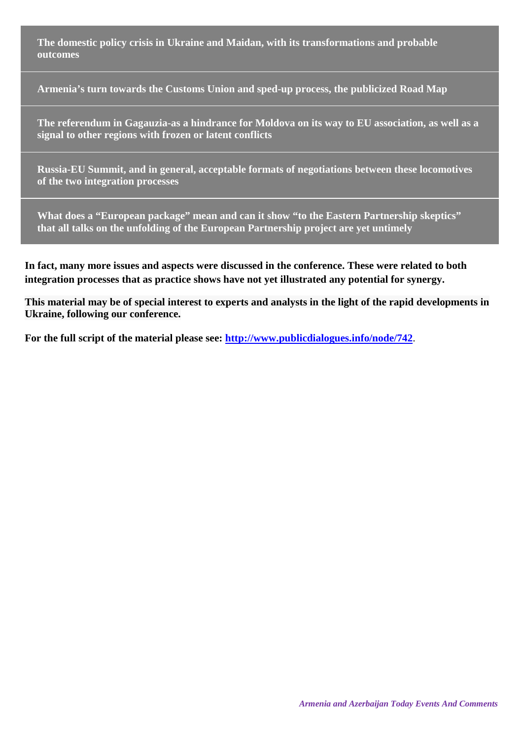**The domestic policy crisis in Ukraine and Maidan, with its transformations and probable outcomes**

**Armenia's turn towards the Customs Union and sped-up process, the publicized Road Map**

**The referendum in Gagauzia-as a hindrance for Moldova on its way to EU association, as well as a signal to other regions with frozen or latent conflicts**

**Russia-EU Summit, and in general, acceptable formats of negotiations between these locomotives of the two integration processes**

**What does a "European package" mean and can it show "to the Eastern Partnership skeptics" that all talks on the unfolding of the European Partnership project are yet untimely**

**In fact, many more issues and aspects were discussed in the conference. These were related to both integration processes that as practice shows have not yet illustrated any potential for synergy.**

**This material may be of special interest to experts and analysts in the light of the rapid developments in Ukraine, following our conference.**

**For the full script of the material please see: [http://www.publicdialogues.info/node/742](http://www.publicdialogues.info/node/742)**.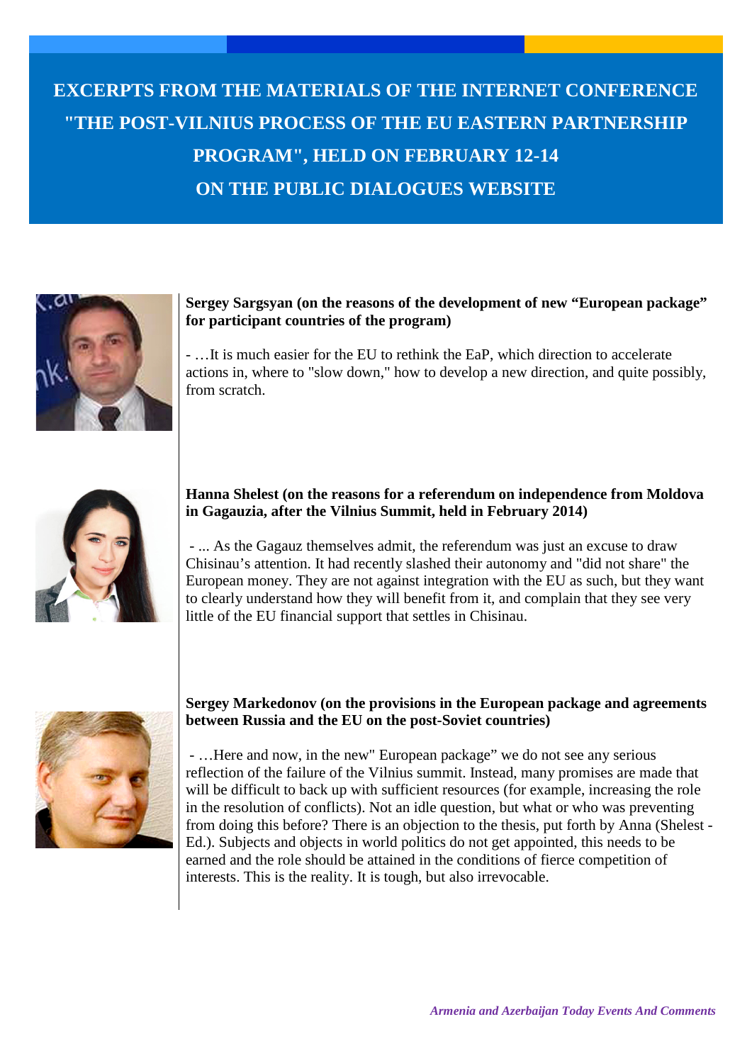# EXCERPTS FROM THE MATERIALS OF THE INTERNET CONFERENCE "THE POST-VILNIUS PROCESS OF THE EU EASTERN PARTNERSHIP PROGRAM", HELD ON FEBRUARY 12-14 ON THE PUBLIC DIALOGUES WEBSITE

**Sergey Sargsyan (on the reasons of the development of new "European package" for participant countries of the program)**

- …It is much easier for the EU to rethink the EaP, which direction to accelerate actions in, where to "slow down," how to develop a new direction, and quite possibly, from scratch.

**Hanna Shelest (on the reasons for a referendum on independence from Moldova in Gagauzia, after the Vilnius Summit, held in February 2014)**

- ... As the Gagauz themselves admit, the referendum was just an excuse to draw Chisinau's attention. It had recently slashed their autonomy and "did not share" the European money. They are not against integration with the EU as such, but they want to clearly understand how they will benefit from it, and complain that they see very little of the EU financial support that settles in Chisinau.

**Sergey Markedonov (on the provisions in the European package and agreements between Russia and the EU on the post-Soviet countries)**

- …Here and now, in the new" European package" we do not see any serious reflection of the failure of the Vilnius summit. Instead, many promises are made that will be difficult to back up with sufficient resources (for example, increasing the role in the resolution of conflicts). Not an idle question, but what or who was preventing from doing this before? There is an objection to the thesis, put forth by Anna (Shelest - Ed.). Subjects and objects in world politics do not get appointed, this needs to be earned and the role should be attained in the conditions of fierce competition of interests. This is the reality. It is tough, but also irrevocable.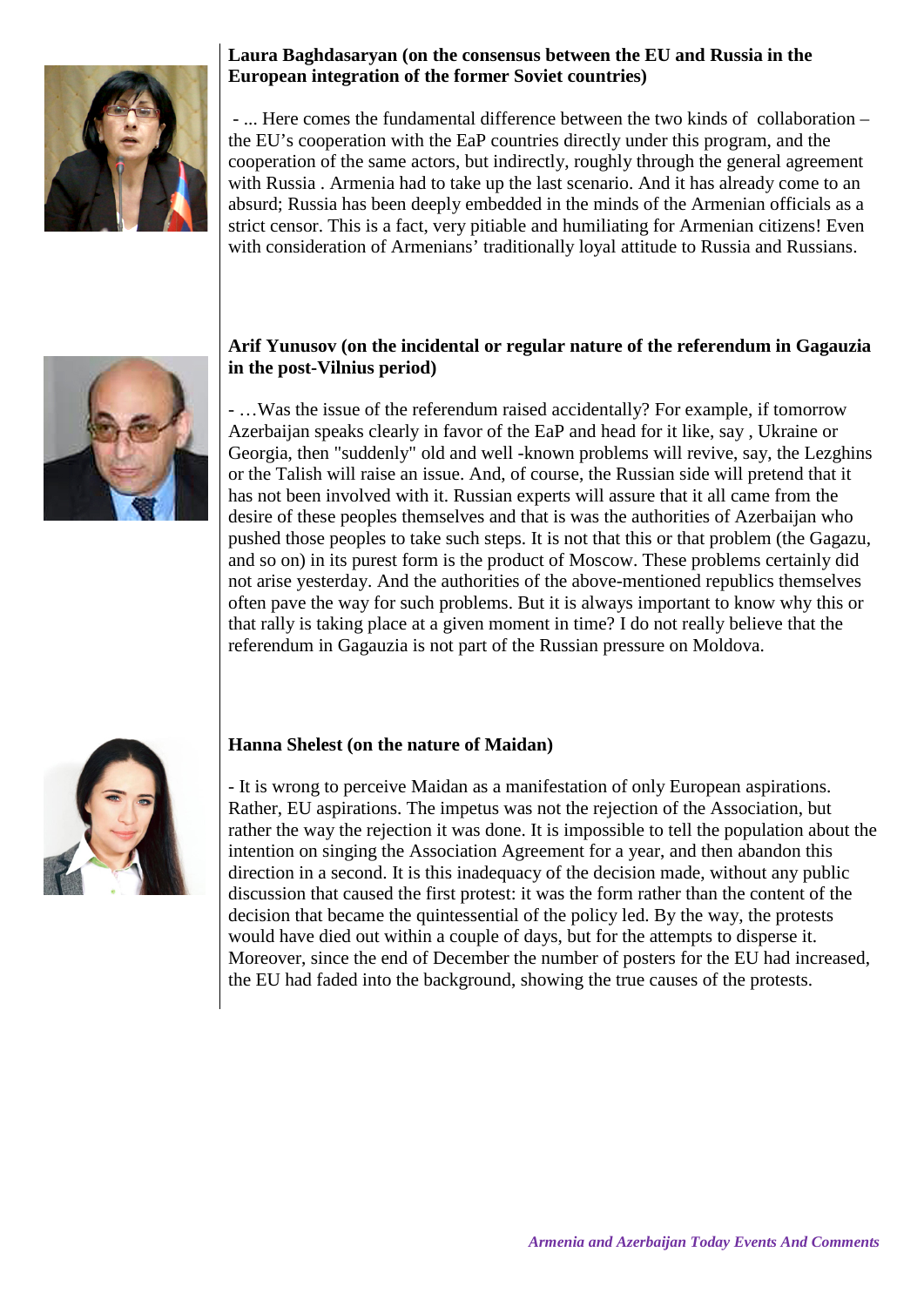**Laura Baghdasaryan (on the consensus between the EU and Russia in the European integration of the former Soviet countries)**

- ... Here comes the fundamental difference between the two kinds of collaboration – the EU's cooperation with the EaP countries directly under this program, and the cooperation of the same actors, but indirectly, roughly through the general agreement with Russia . Armenia had to take up the last scenario. And it has already come to an absurd; Russia has been deeply embedded in the minds of the Armenian officials as a strict censor. This is a fact, very pitiable and humiliating for Armenian citizens! Even with consideration of Armenians' traditionally loyal attitude to Russia and Russians.

**Arif Yunusov (on the incidental or regular nature of the referendum in Gagauzia in the post-Vilnius period)**

- …Was the issue of the referendum raised accidentally? For example, if tomorrow Azerbaijan speaks clearly in favor of the EaP and head for it like, say , Ukraine or Georgia, then "suddenly" old and well -known problems will revive, say, the Lezghins or the Talish will raise an issue. And, of course, the Russian side will pretend that it has not been involved with it. Russian experts will assure that it all came from the desire of these peoples themselves and that is was the authorities of Azerbaijan who pushed those peoples to take such steps. It is not that this or that problem (the Gagazu, and so on) in its purest form is the product of Moscow. These problems certainly did not arise yesterday. And the authorities of the above-mentioned republics themselves often pave the way for such problems. But it is always important to know why this or that rally is taking place at a given moment in time? I do not really believe that the referendum in Gagauzia is not part of the Russian pressure on Moldova.

**Hanna Shelest (on the nature of Maidan)**

- It is wrong to perceive Maidan as a manifestation of only European aspirations. Rather, EU aspirations. The impetus was not the rejection of the Association, but rather the way the rejection it was done. It is impossible to tell the population about the intention on singing the Association Agreement for a year, and then abandon this direction in a second. It is this inadequacy of the decision made, without any public discussion that caused the first protest: it was the form rather than the content of the decision that became the quintessential of the policy led. By the way, the protests would have died out within a couple of days, but for the attempts to disperse it. Moreover, since the end of December the number of posters for the EU had increased, the EU had faded into the background, showing the true causes of the protests.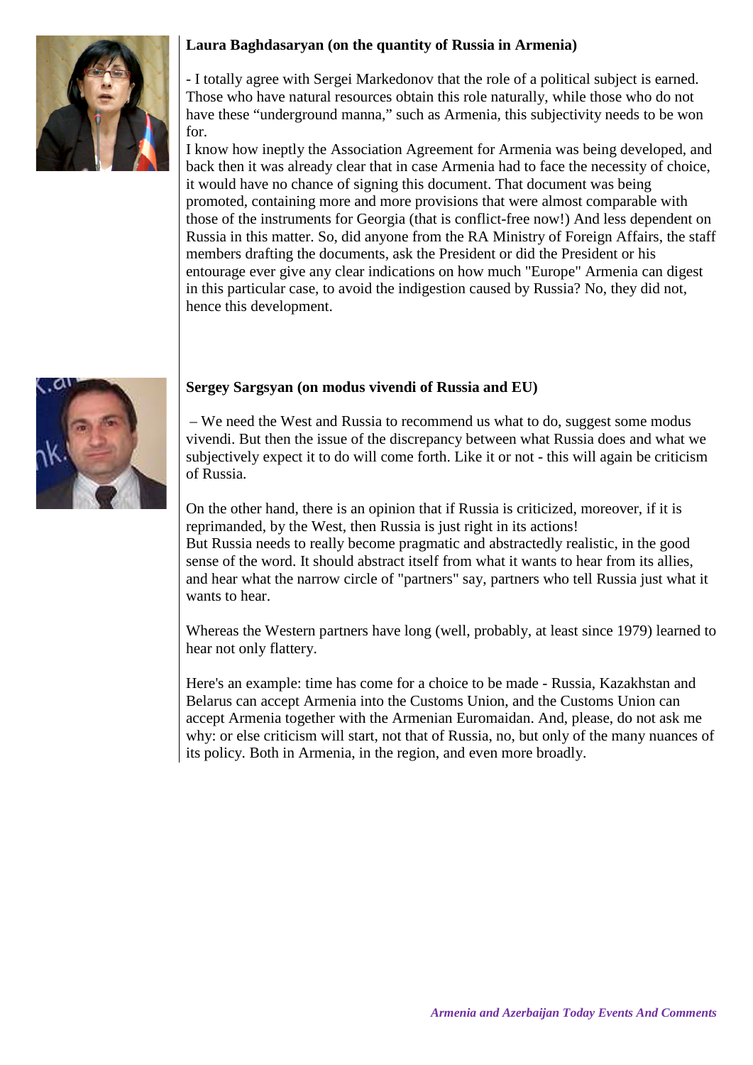**Laura Baghdasaryan (on the quantity of Russia in Armenia)**

- I totally agree with Sergei Markedonov that the role of a political subject is earned. Those who have natural resources obtain this role naturally, while those who do not have these "underground manna," such as Armenia, this subjectivity needs to be won for.

I know how ineptly the Association Agreement for Armenia was being developed, and back then it was already clear that in case Armenia had to face the necessity of choice, it would have no chance of signing this document. That document was being promoted, containing more and more provisions that were almost comparable with those of the instruments for Georgia (that is conflict-free now!) And less dependent on Russia in this matter. So, did anyone from the RA Ministry of Foreign Affairs, the staff members drafting the documents, ask the President or did the President or his entourage ever give any clear indications on how much "Europe" Armenia can digest in this particular case, to avoid the indigestion caused by Russia? No, they did not, hence this development.

**Sergey Sargsyan (on modus vivendi of Russia and EU)**

– We need the West and Russia to recommend us what to do, suggest some modus vivendi. But then the issue of the discrepancy between what Russia does and what we subjectively expect it to do will come forth. Like it or not - this will again be criticism of Russia.

On the other hand, there is an opinion that if Russia is criticized, moreover, if it is reprimanded, by the West, then Russia is just right in its actions!

But Russia needs to really become pragmatic and abstractedly realistic, in the good sense of the word. It should abstract itself from what it wants to hear from its allies, and hear what the narrow circle of "partners" say, partners who tell Russia just what it wants to hear.

Whereas the Western partners have long (well, probably, at least since 1979) learned to hear not only flattery.

Here's an example: time has come for a choice to be made - Russia, Kazakhstan and Belarus can accept Armenia into the Customs Union, and the Customs Union can accept Armenia together with the Armenian Euromaidan. And, please, do not ask me why: or else criticism will start, not that of Russia, no, but only of the many nuances of its policy. Both in Armenia, in the region, and even more broadly.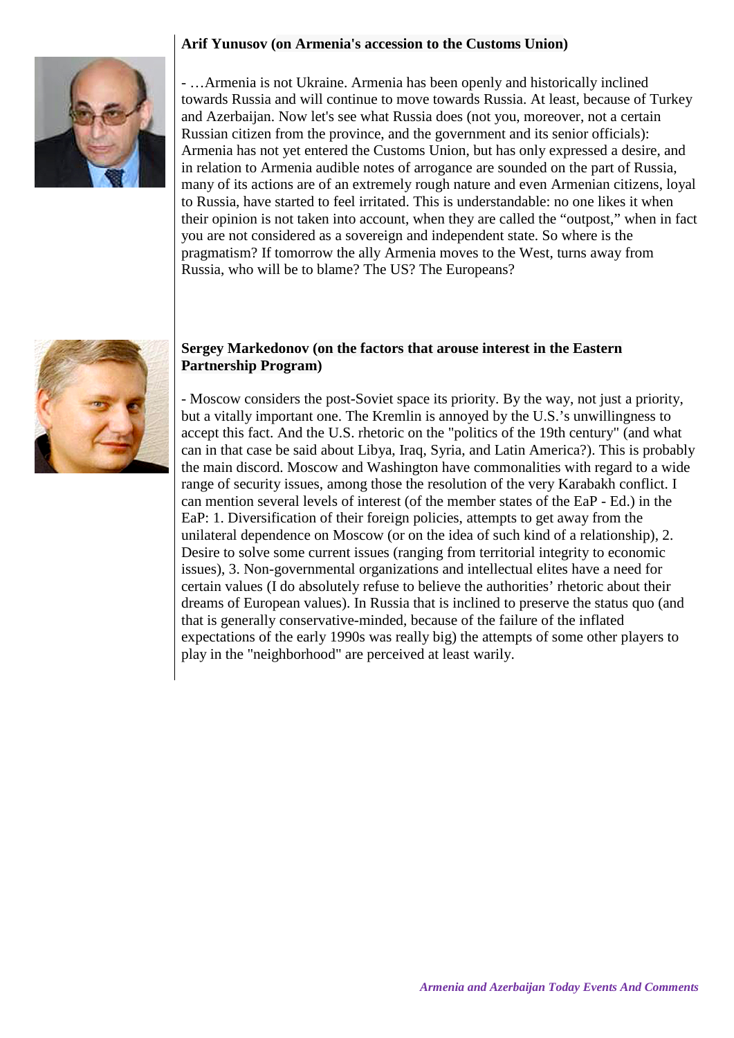**Arif Yunusov (on Armenia's accession to the Customs Union)**

- …Armenia is not Ukraine. Armenia has been openly and historically inclined towards Russia and will continue to move towards Russia. At least, because of Turkey and Azerbaijan. Now let's see what Russia does (not you, moreover, not a certain Russian citizen from the province, and the government and its senior officials): Armenia has not yet entered the Customs Union, but has only expressed a desire, and in relation to Armenia audible notes of arrogance are sounded on the part of Russia, many of its actions are of an extremely rough nature and even Armenian citizens, loyal to Russia, have started to feel irritated. This is understandable: no one likes it when their opinion is not taken into account, when they are called the "outpost," when in fact you are not considered as a sovereign and independent state. So where is the pragmatism? If tomorrow the ally Armenia moves to the West, turns away from Russia, who will be to blame? The US? The Europeans?

**Sergey Markedonov (on the factors that arouse interest in the Eastern Partnership Program)**

- Moscow considers the post-Soviet space its priority. By the way, not just a priority, but a vitally important one. The Kremlin is annoyed by the U.S.'s unwillingness to accept this fact. And the U.S. rhetoric on the "politics of the 19th century" (and what can in that case be said about Libya, Iraq, Syria, and Latin America?). This is probably the main discord. Moscow and Washington have commonalities with regard to a wide range of security issues, among those the resolution of the very Karabakh conflict. I can mention several levels of interest (of the member states of the EaP - Ed.) in the EaP: 1. Diversification of their foreign policies, attempts to get away from the unilateral dependence on Moscow (or on the idea of such kind of a relationship), 2. Desire to solve some current issues (ranging from territorial integrity to economic issues), 3. Non-governmental organizations and intellectual elites have a need for certain values (I do absolutely refuse to believe the authorities' rhetoric about their dreams of European values). In Russia that is inclined to preserve the status quo (and that is generally conservative-minded, because of the failure of the inflated expectations of the early 1990s was really big) the attempts of some other players to play in the "neighborhood" are perceived at least warily.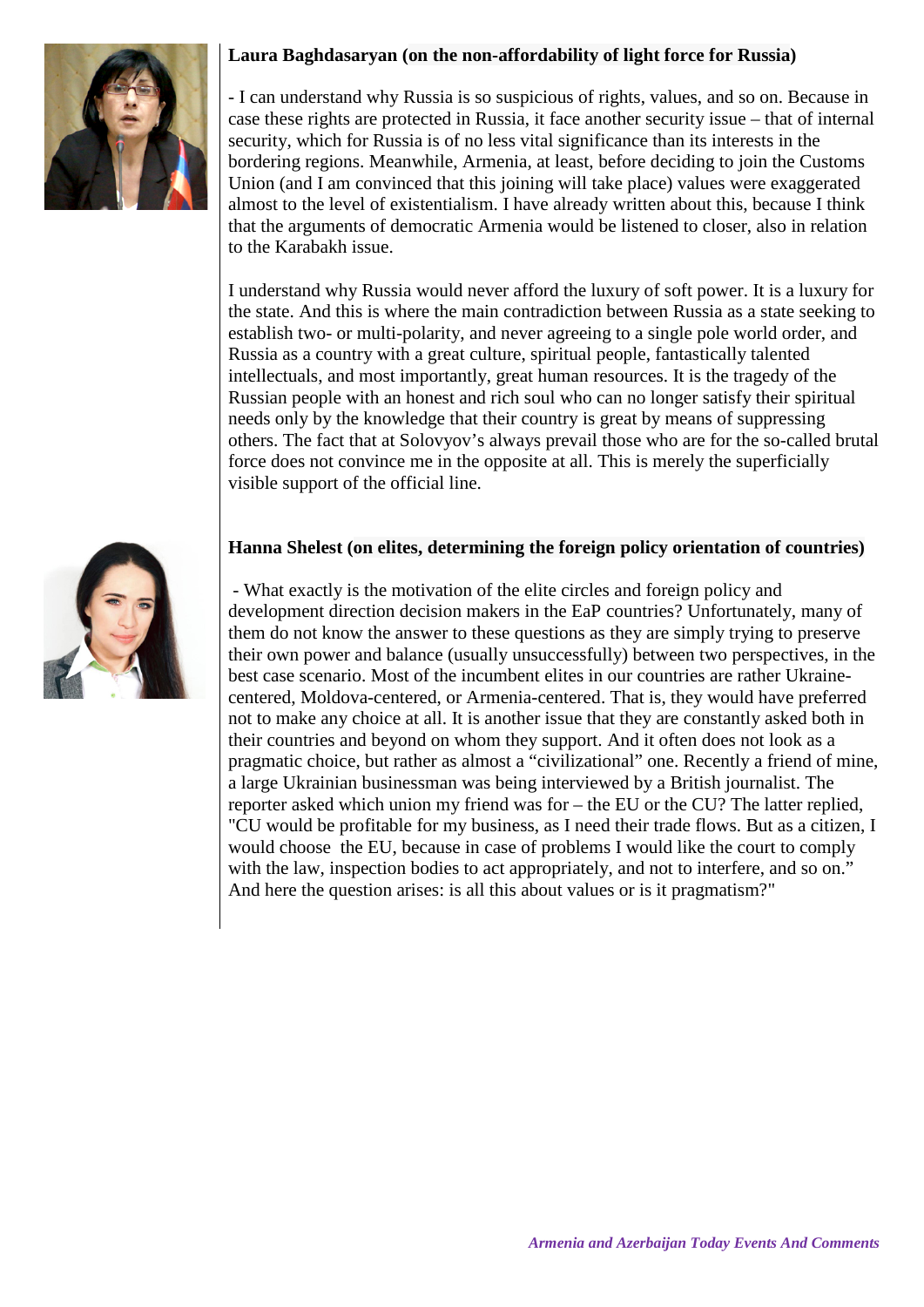**Laura Baghdasaryan (on the non-affordability of light force for Russia)**

- I can understand why Russia is so suspicious of rights, values, and so on. Because in case these rights are protected in Russia, it face another security issue – that of internal security, which for Russia is of no less vital significance than its interests in the bordering regions. Meanwhile, Armenia, at least, before deciding to join the Customs Union (and I am convinced that this joining will take place) values were exaggerated almost to the level of existentialism. I have already written about this, because I think that the arguments of democratic Armenia would be listened to closer, also in relation to the Karabakh issue.

I understand why Russia would never afford the luxury of soft power. It is a luxury for the state. And this is where the main contradiction between Russia as a state seeking to establish two- or multi-polarity, and never agreeing to a single pole world order, and Russia as a country with a great culture, spiritual people, fantastically talented intellectuals, and most importantly, great human resources. It is the tragedy of the Russian people with an honest and rich soul who can no longer satisfy their spiritual needs only by the knowledge that their country is great by means of suppressing others. The fact that at Solovyov's always prevail those who are for the so-called brutal force does not convince me in the opposite at all. This is merely the superficially visible support of the official line.

**Hanna Shelest (on elites, determining the foreign policy orientation of countries)**

- What exactly is the motivation of the elite circles and foreign policy and development direction decision makers in the EaP countries? Unfortunately, many of them do not know the answer to these questions as they are simply trying to preserve their own power and balance (usually unsuccessfully) between two perspectives, in the best case scenario. Most of the incumbent elites in our countries are rather Ukraine-centered, Moldova-centered, or Armenia-centered. That is, they would have preferred not to make any choice at all. It is another issue that they are constantly asked both in their countries and beyond on whom they support. And it often does not look as a pragmatic choice, but rather as almost a "civilizational" one. Recently a friend of mine, a large Ukrainian businessman was being interviewed by a British journalist. The reporter asked which union my friend was for – the EU or the CU? The latter replied, "CU would be profitable for my business, as I need their trade flows. But as a citizen, I would choose the EU, because in case of problems I would like the court to comply with the law, inspection bodies to act appropriately, and not to interfere, and so on." And here the question arises: is all this about values or is it pragmatism?"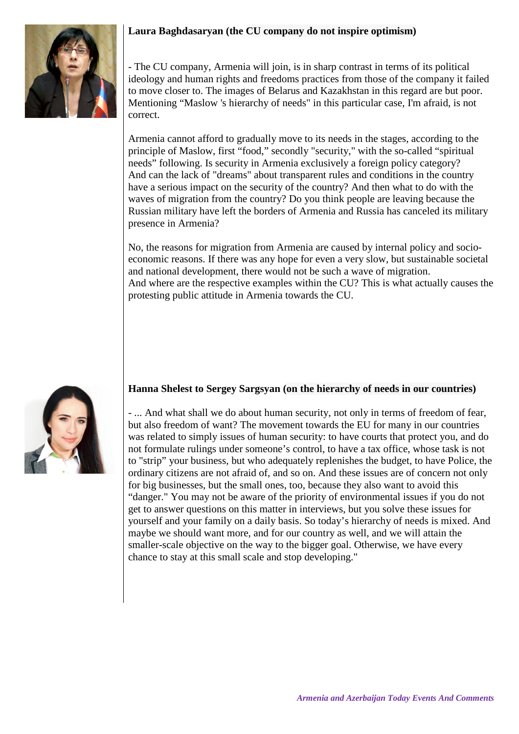**Laura Baghdasaryan (the CU company do not inspire optimism)**

- The CU company, Armenia will join, is in sharp contrast in terms of its political ideology and human rights and freedoms practices from those of the company it failed to move closer to. The images of Belarus and Kazakhstan in this regard are but poor. Mentioning “Maslow 's hierarchy of needs" in this particular case, I'm afraid, is not correct.

Armenia cannot afford to gradually move to its needs in the stages, according to the principle of Maslow, first “food,” secondly "security," with the so-called “spiritual needs” following. Is security in Armenia exclusively a foreign policy category? And can the lack of "dreams" about transparent rules and conditions in the country have a serious impact on the security of the country? And then what to do with the waves of migration from the country? Do you think people are leaving because the Russian military have left the borders of Armenia and Russia has canceled its military presence in Armenia?

No, the reasons for migration from Armenia are caused by internal policy and socio-economic reasons. If there was any hope for even a very slow, but sustainable societal and national development, there would not be such a wave of migration.
And where are the respective examples within the CU? This is what actually causes the protesting public attitude in Armenia towards the CU.

**Hanna Shelest to Sergey Sargsyan (on the hierarchy of needs in our countries)**

- ... And what shall we do about human security, not only in terms of freedom of fear, but also freedom of want? The movement towards the EU for many in our countries was related to simply issues of human security: to have courts that protect you, and do not formulate rulings under someone’s control, to have a tax office, whose task is not to "strip” your business, but who adequately replenishes the budget, to have Police, the ordinary citizens are not afraid of, and so on. And these issues are of concern not only for big businesses, but the small ones, too, because they also want to avoid this “danger." You may not be aware of the priority of environmental issues if you do not get to answer questions on this matter in interviews, but you solve these issues for yourself and your family on a daily basis. So today’s hierarchy of needs is mixed. And maybe we should want more, and for our country as well, and we will attain the smaller-scale objective on the way to the bigger goal. Otherwise, we have every chance to stay at this small scale and stop developing."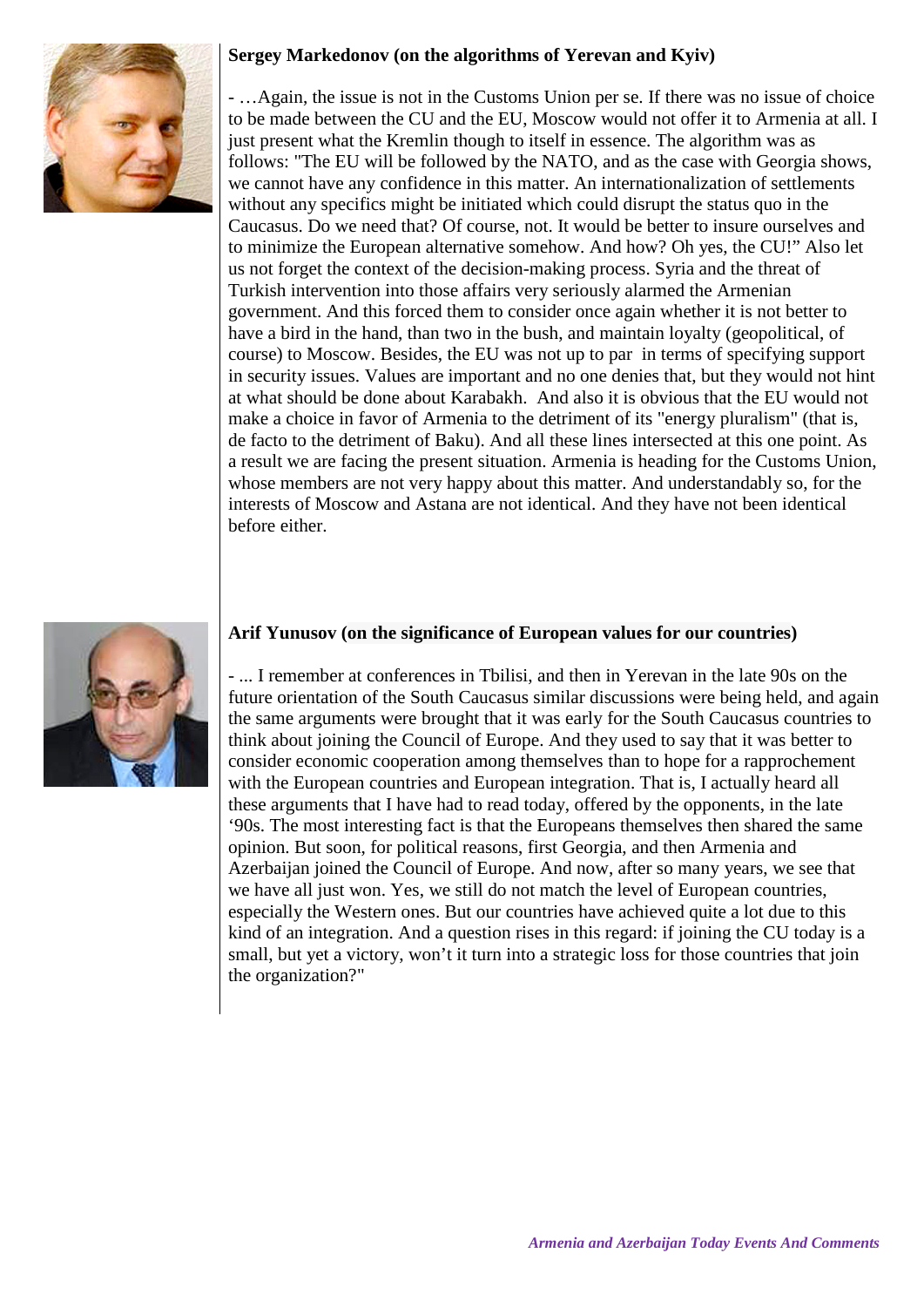**Sergey Markedonov (on the algorithms of Yerevan and Kyiv)**

- …Again, the issue is not in the Customs Union per se. If there was no issue of choice to be made between the CU and the EU, Moscow would not offer it to Armenia at all. I just present what the Kremlin though to itself in essence. The algorithm was as follows: "The EU will be followed by the NATO, and as the case with Georgia shows, we cannot have any confidence in this matter. An internationalization of settlements without any specifics might be initiated which could disrupt the status quo in the Caucasus. Do we need that? Of course, not. It would be better to insure ourselves and to minimize the European alternative somehow. And how? Oh yes, the CU!" Also let us not forget the context of the decision-making process. Syria and the threat of Turkish intervention into those affairs very seriously alarmed the Armenian government. And this forced them to consider once again whether it is not better to have a bird in the hand, than two in the bush, and maintain loyalty (geopolitical, of course) to Moscow. Besides, the EU was not up to par in terms of specifying support in security issues. Values are important and no one denies that, but they would not hint at what should be done about Karabakh. And also it is obvious that the EU would not make a choice in favor of Armenia to the detriment of its "energy pluralism" (that is, de facto to the detriment of Baku). And all these lines intersected at this one point. As a result we are facing the present situation. Armenia is heading for the Customs Union, whose members are not very happy about this matter. And understandably so, for the interests of Moscow and Astana are not identical. And they have not been identical before either.

**Arif Yunusov (on the significance of European values for our countries)**

- ... I remember at conferences in Tbilisi, and then in Yerevan in the late 90s on the future orientation of the South Caucasus similar discussions were being held, and again the same arguments were brought that it was early for the South Caucasus countries to think about joining the Council of Europe. And they used to say that it was better to consider economic cooperation among themselves than to hope for a rapprochement with the European countries and European integration. That is, I actually heard all these arguments that I have had to read today, offered by the opponents, in the late '90s. The most interesting fact is that the Europeans themselves then shared the same opinion. But soon, for political reasons, first Georgia, and then Armenia and Azerbaijan joined the Council of Europe. And now, after so many years, we see that we have all just won. Yes, we still do not match the level of European countries, especially the Western ones. But our countries have achieved quite a lot due to this kind of an integration. And a question rises in this regard: if joining the CU today is a small, but yet a victory, won't it turn into a strategic loss for those countries that join the organization?"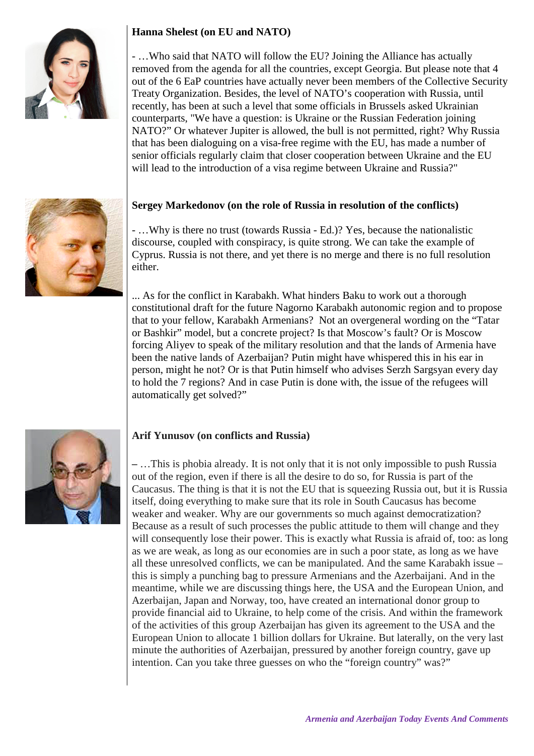**Hanna Shelest (on EU and NATO)**

- …Who said that NATO will follow the EU? Joining the Alliance has actually removed from the agenda for all the countries, except Georgia. But please note that 4 out of the 6 EaP countries have actually never been members of the Collective Security Treaty Organization. Besides, the level of NATO's cooperation with Russia, until recently, has been at such a level that some officials in Brussels asked Ukrainian counterparts, "We have a question: is Ukraine or the Russian Federation joining NATO?" Or whatever Jupiter is allowed, the bull is not permitted, right? Why Russia that has been dialoguing on a visa-free regime with the EU, has made a number of senior officials regularly claim that closer cooperation between Ukraine and the EU will lead to the introduction of a visa regime between Ukraine and Russia?"

**Sergey Markedonov (on the role of Russia in resolution of the conflicts)**

- …Why is there no trust (towards Russia - Ed.)? Yes, because the nationalistic discourse, coupled with conspiracy, is quite strong. We can take the example of Cyprus. Russia is not there, and yet there is no merge and there is no full resolution either.

... As for the conflict in Karabakh. What hinders Baku to work out a thorough constitutional draft for the future Nagorno Karabakh autonomic region and to propose that to your fellow, Karabakh Armenians? Not an overgeneral wording on the "Tatar or Bashkir" model, but a concrete project? Is that Moscow's fault? Or is Moscow forcing Aliyev to speak of the military resolution and that the lands of Armenia have been the native lands of Azerbaijan? Putin might have whispered this in his ear in person, might he not? Or is that Putin himself who advises Serzh Sargsyan every day to hold the 7 regions? And in case Putin is done with, the issue of the refugees will automatically get solved?"

**Arif Yunusov (on conflicts and Russia)**

– …This is phobia already. It is not only that it is not only impossible to push Russia out of the region, even if there is all the desire to do so, for Russia is part of the Caucasus. The thing is that it is not the EU that is squeezing Russia out, but it is Russia itself, doing everything to make sure that its role in South Caucasus has become weaker and weaker. Why are our governments so much against democratization? Because as a result of such processes the public attitude to them will change and they will consequently lose their power. This is exactly what Russia is afraid of, too: as long as we are weak, as long as our economies are in such a poor state, as long as we have all these unresolved conflicts, we can be manipulated. And the same Karabakh issue – this is simply a punching bag to pressure Armenians and the Azerbaijani. And in the meantime, while we are discussing things here, the USA and the European Union, and Azerbaijan, Japan and Norway, too, have created an international donor group to provide financial aid to Ukraine, to help come of the crisis. And within the framework of the activities of this group Azerbaijan has given its agreement to the USA and the European Union to allocate 1 billion dollars for Ukraine. But laterally, on the very last minute the authorities of Azerbaijan, pressured by another foreign country, gave up intention. Can you take three guesses on who the "foreign country" was?"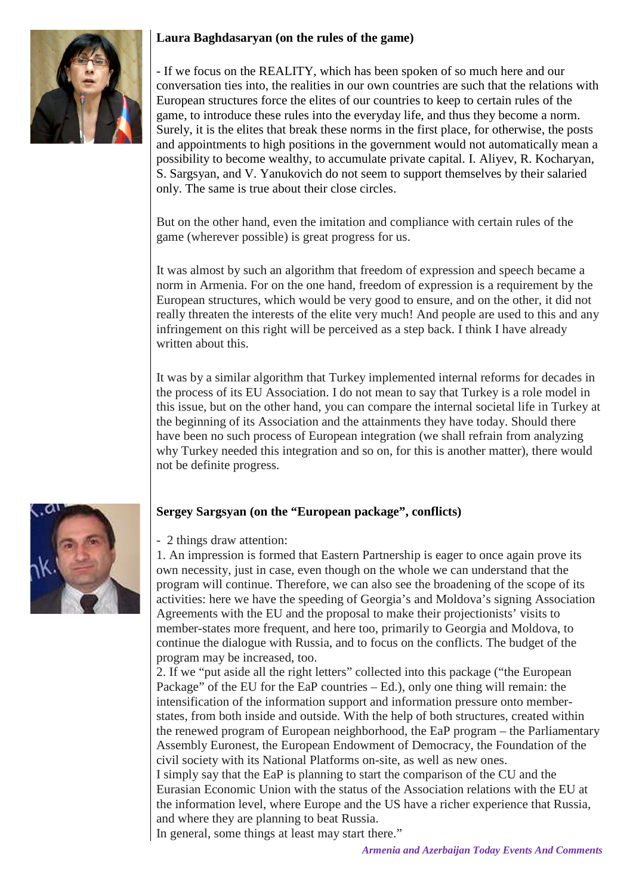**Laura Baghdasaryan (on the rules of the game)**

- If we focus on the REALITY, which has been spoken of so much here and our conversation ties into, the realities in our own countries are such that the relations with European structures force the elites of our countries to keep to certain rules of the game, to introduce these rules into the everyday life, and thus they become a norm. Surely, it is the elites that break these norms in the first place, for otherwise, the posts and appointments to high positions in the government would not automatically mean a possibility to become wealthy, to accumulate private capital. I. Aliyev, R. Kocharyan, S. Sargsyan, and V. Yanukovich do not seem to support themselves by their salaried only. The same is true about their close circles.

But on the other hand, even the imitation and compliance with certain rules of the game (wherever possible) is great progress for us.

It was almost by such an algorithm that freedom of expression and speech became a norm in Armenia. For on the one hand, freedom of expression is a requirement by the European structures, which would be very good to ensure, and on the other, it did not really threaten the interests of the elite very much! And people are used to this and any infringement on this right will be perceived as a step back. I think I have already written about this.

It was by a similar algorithm that Turkey implemented internal reforms for decades in the process of its EU Association. I do not mean to say that Turkey is a role model in this issue, but on the other hand, you can compare the internal societal life in Turkey at the beginning of its Association and the attainments they have today. Should there have been no such process of European integration (we shall refrain from analyzing why Turkey needed this integration and so on, for this is another matter), there would not be definite progress.

**Sergey Sargsyan (on the "European package", conflicts)**

- 2 things draw attention:

1. An impression is formed that Eastern Partnership is eager to once again prove its own necessity, just in case, even though on the whole we can understand that the program will continue. Therefore, we can also see the broadening of the scope of its activities: here we have the speeding of Georgia's and Moldova's signing Association Agreements with the EU and the proposal to make their projectionists' visits to member-states more frequent, and here too, primarily to Georgia and Moldova, to continue the dialogue with Russia, and to focus on the conflicts. The budget of the program may be increased, too.
2. If we "put aside all the right letters" collected into this package ("the European Package" of the EU for the EaP countries – Ed.), only one thing will remain: the intensification of the information support and information pressure onto member-states, from both inside and outside. With the help of both structures, created within the renewed program of European neighborhood, the EaP program – the Parliamentary Assembly Euronest, the European Endowment of Democracy, the Foundation of the civil society with its National Platforms on-site, as well as new ones.

I simply say that the EaP is planning to start the comparison of the CU and the Eurasian Economic Union with the status of the Association relations with the EU at the information level, where Europe and the US have a richer experience that Russia, and where they are planning to beat Russia.

In general, some things at least may start there."